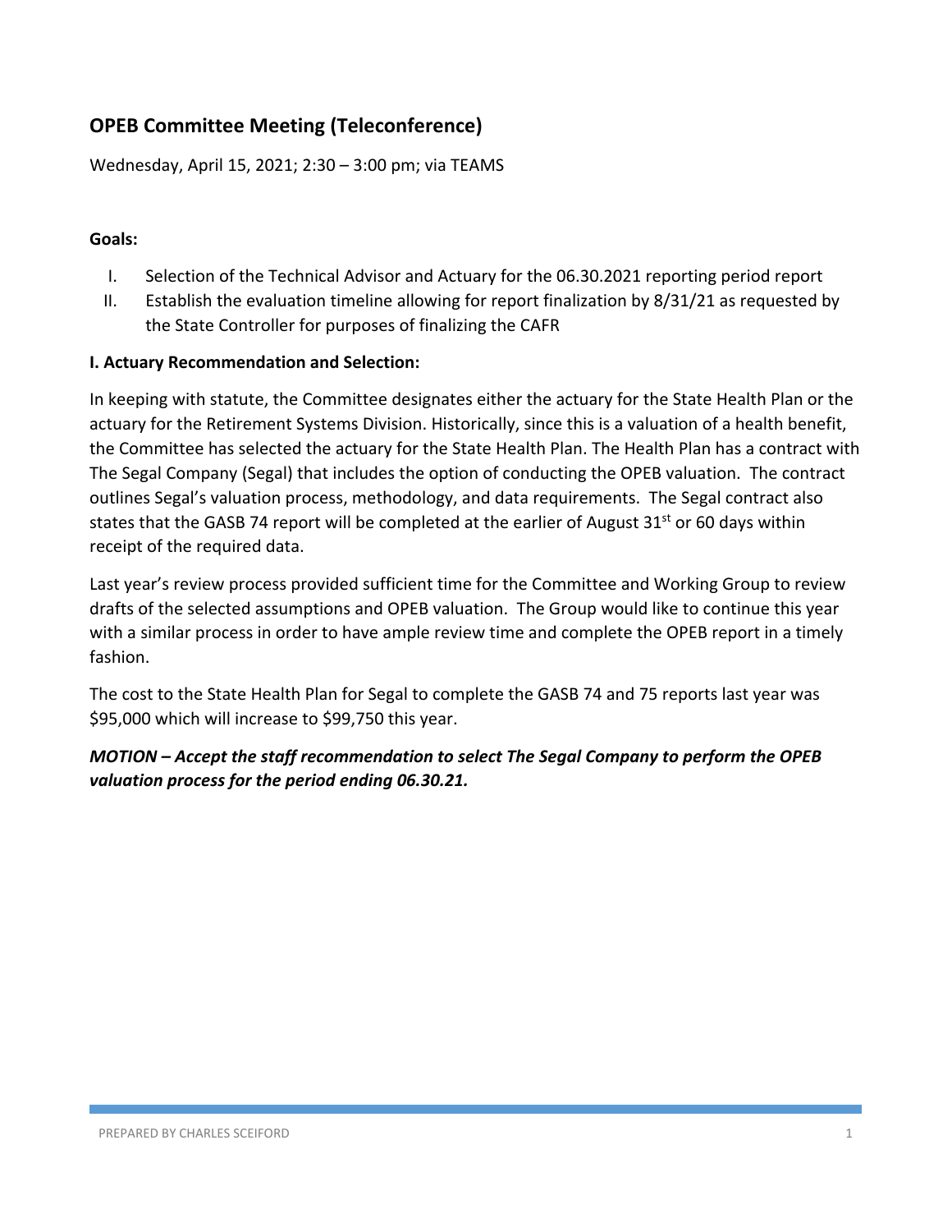## OPEB Committee Meeting (Teleconference)

Wednesday, April 15, 2021; 2:30 – 3:00 pm; via TEAMS

**Goals:**

I. Selection of the Technical Advisor and Actuary for the 06.30.2021 reporting period report
II. Establish the evaluation timeline allowing for report finalization by 8/31/21 as requested by the State Controller for purposes of finalizing the CAFR

**I. Actuary Recommendation and Selection:**

In keeping with statute, the Committee designates either the actuary for the State Health Plan or the actuary for the Retirement Systems Division. Historically, since this is a valuation of a health benefit, the Committee has selected the actuary for the State Health Plan. The Health Plan has a contract with The Segal Company (Segal) that includes the option of conducting the OPEB valuation. The contract outlines Segal's valuation process, methodology, and data requirements. The Segal contract also states that the GASB 74 report will be completed at the earlier of August 31st or 60 days within receipt of the required data.

Last year's review process provided sufficient time for the Committee and Working Group to review drafts of the selected assumptions and OPEB valuation. The Group would like to continue this year with a similar process in order to have ample review time and complete the OPEB report in a timely fashion.

The cost to the State Health Plan for Segal to complete the GASB 74 and 75 reports last year was $95,000 which will increase to $99,750 this year.

***MOTION – Accept the staff recommendation to select The Segal Company to perform the OPEB valuation process for the period ending 06.30.21.***

PREPARED BY CHARLES SCEIFORD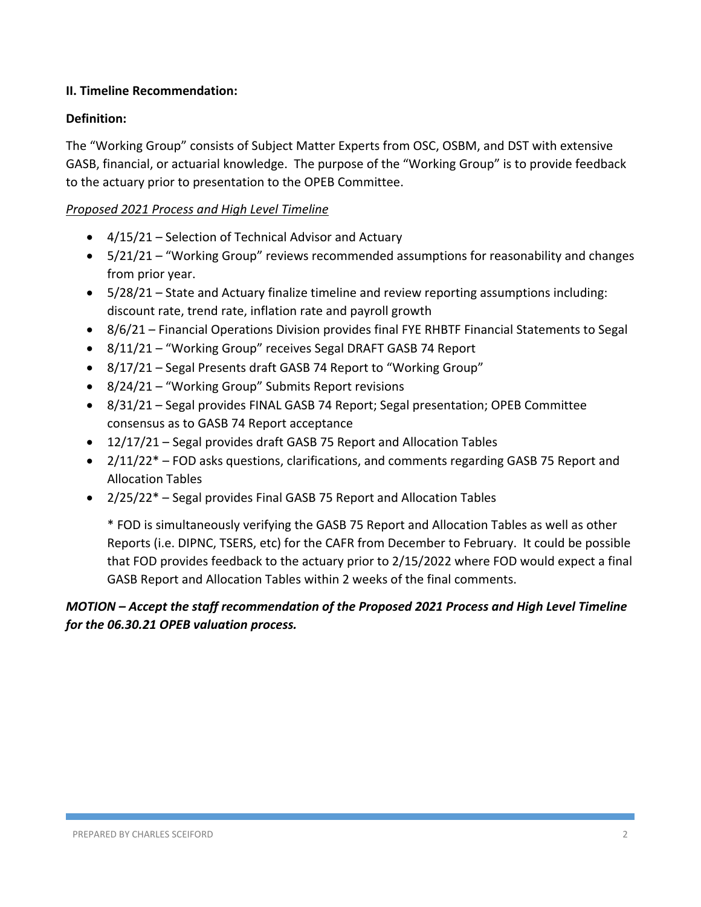**II. Timeline Recommendation:**

**Definition:**

The "Working Group" consists of Subject Matter Experts from OSC, OSBM, and DST with extensive GASB, financial, or actuarial knowledge. The purpose of the "Working Group" is to provide feedback to the actuary prior to presentation to the OPEB Committee.

*Proposed 2021 Process and High Level Timeline*

- 4/15/21 – Selection of Technical Advisor and Actuary
- 5/21/21 – "Working Group" reviews recommended assumptions for reasonability and changes from prior year.
- 5/28/21 – State and Actuary finalize timeline and review reporting assumptions including: discount rate, trend rate, inflation rate and payroll growth
- 8/6/21 – Financial Operations Division provides final FYE RHBTF Financial Statements to Segal
- 8/11/21 – "Working Group" receives Segal DRAFT GASB 74 Report
- 8/17/21 – Segal Presents draft GASB 74 Report to "Working Group"
- 8/24/21 – "Working Group" Submits Report revisions
- 8/31/21 – Segal provides FINAL GASB 74 Report; Segal presentation; OPEB Committee consensus as to GASB 74 Report acceptance
- 12/17/21 – Segal provides draft GASB 75 Report and Allocation Tables
- 2/11/22* – FOD asks questions, clarifications, and comments regarding GASB 75 Report and Allocation Tables
- 2/25/22* – Segal provides Final GASB 75 Report and Allocation Tables

  * FOD is simultaneously verifying the GASB 75 Report and Allocation Tables as well as other Reports (i.e. DIPNC, TSERS, etc) for the CAFR from December to February. It could be possible that FOD provides feedback to the actuary prior to 2/15/2022 where FOD would expect a final GASB Report and Allocation Tables within 2 weeks of the final comments.

***MOTION – Accept the staff recommendation of the Proposed 2021 Process and High Level Timeline for the 06.30.21 OPEB valuation process.***